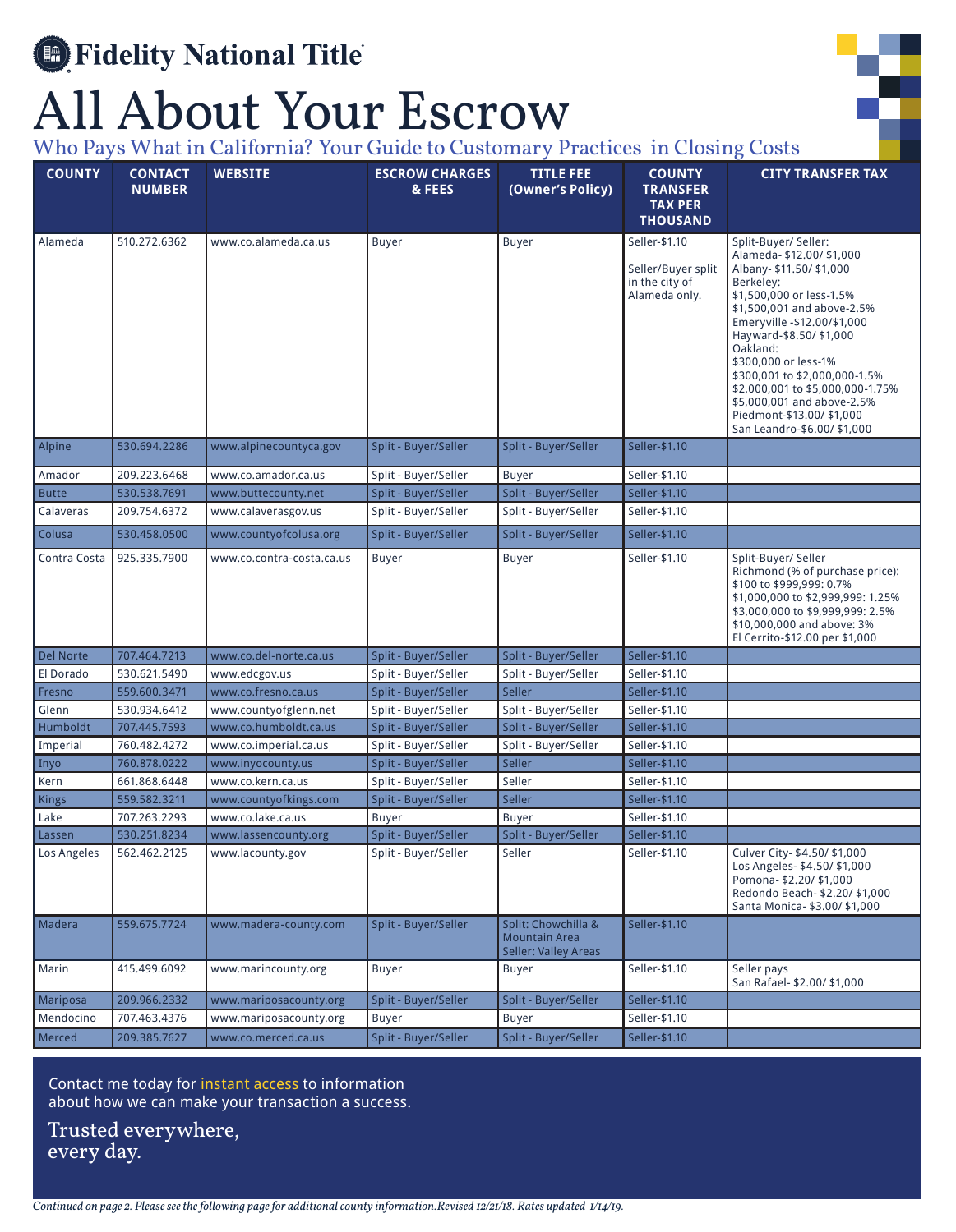# Fidelity National Title

# All About Your Escrow

## Who Pays What in California? Your Guide to Customary Practices in Closing Costs

| COUNTY | CONTACT NUMBER | WEBSITE | ESCROW CHARGES & FEES | TITLE FEE (Owner's Policy) | COUNTY TRANSFER TAX PER THOUSAND | CITY TRANSFER TAX |
|---|---|---|---|---|---|---|
| Alameda | 510.272.6362 | www.co.alameda.ca.us | Buyer | Buyer | Seller-$1.10<br><br>Seller/Buyer split in the city of Alameda only. | Split-Buyer/ Seller:<br>Alameda- $12.00/ $1,000<br>Albany- $11.50/ $1,000<br>Berkeley:<br>$1,500,000 or less-1.5%<br>$1,500,001 and above-2.5%<br>Emeryville -$12.00/$1,000<br>Hayward-$8.50/ $1,000<br>Oakland:<br>$300,000 or less-1%<br>$300,001 to $2,000,000-1.5%<br>$2,000,001 to $5,000,000-1.75%<br>$5,000,001 and above-2.5%<br>Piedmont-$13.00/ $1,000<br>San Leandro-$6.00/ $1,000 |
| Alpine | 530.694.2286 | www.alpinecountyca.gov | Split - Buyer/Seller | Split - Buyer/Seller | Seller-$1.10 | |
| Amador | 209.223.6468 | www.co.amador.ca.us | Split - Buyer/Seller | Buyer | Seller-$1.10 | |
| Butte | 530.538.7691 | www.buttecounty.net | Split - Buyer/Seller | Split - Buyer/Seller | Seller-$1.10 | |
| Calaveras | 209.754.6372 | www.calaverasgov.us | Split - Buyer/Seller | Split - Buyer/Seller | Seller-$1.10 | |
| Colusa | 530.458.0500 | www.countyofcolusa.org | Split - Buyer/Seller | Split - Buyer/Seller | Seller-$1.10 | |
| Contra Costa | 925.335.7900 | www.co.contra-costa.ca.us | Buyer | Buyer | Seller-$1.10 | Split-Buyer/ Seller<br>Richmond (% of purchase price):<br>$100 to $999,999: 0.7%<br>$1,000,000 to $2,999,999: 1.25%<br>$3,000,000 to $9,999,999: 2.5%<br>$10,000,000 and above: 3%<br>El Cerrito-$12.00 per $1,000 |
| Del Norte | 707.464.7213 | www.co.del-norte.ca.us | Split - Buyer/Seller | Split - Buyer/Seller | Seller-$1.10 | |
| El Dorado | 530.621.5490 | www.edcgov.us | Split - Buyer/Seller | Split - Buyer/Seller | Seller-$1.10 | |
| Fresno | 559.600.3471 | www.co.fresno.ca.us | Split - Buyer/Seller | Seller | Seller-$1.10 | |
| Glenn | 530.934.6412 | www.countyofglenn.net | Split - Buyer/Seller | Split - Buyer/Seller | Seller-$1.10 | |
| Humboldt | 707.445.7593 | www.co.humboldt.ca.us | Split - Buyer/Seller | Split - Buyer/Seller | Seller-$1.10 | |
| Imperial | 760.482.4272 | www.co.imperial.ca.us | Split - Buyer/Seller | Split - Buyer/Seller | Seller-$1.10 | |
| Inyo | 760.878.0222 | www.inyocounty.us | Split - Buyer/Seller | Seller | Seller-$1.10 | |
| Kern | 661.868.6448 | www.co.kern.ca.us | Split - Buyer/Seller | Seller | Seller-$1.10 | |
| Kings | 559.582.3211 | www.countyofkings.com | Split - Buyer/Seller | Seller | Seller-$1.10 | |
| Lake | 707.263.2293 | www.co.lake.ca.us | Buyer | Buyer | Seller-$1.10 | |
| Lassen | 530.251.8234 | www.lassencounty.org | Split - Buyer/Seller | Split - Buyer/Seller | Seller-$1.10 | |
| Los Angeles | 562.462.2125 | www.lacounty.gov | Split - Buyer/Seller | Seller | Seller-$1.10 | Culver City- $4.50/ $1,000<br>Los Angeles- $4.50/ $1,000<br>Pomona- $2.20/ $1,000<br>Redondo Beach- $2.20/ $1,000<br>Santa Monica- $3.00/ $1,000 |
| Madera | 559.675.7724 | www.madera-county.com | Split - Buyer/Seller | Split: Chowchilla & Mountain Area<br>Seller: Valley Areas | Seller-$1.10 | |
| Marin | 415.499.6092 | www.marincounty.org | Buyer | Buyer | Seller-$1.10 | Seller pays<br>San Rafael- $2.00/ $1,000 |
| Mariposa | 209.966.2332 | www.mariposacounty.org | Split - Buyer/Seller | Split - Buyer/Seller | Seller-$1.10 | |
| Mendocino | 707.463.4376 | www.mariposacounty.org | Buyer | Buyer | Seller-$1.10 | |
| Merced | 209.385.7627 | www.co.merced.ca.us | Split - Buyer/Seller | Split - Buyer/Seller | Seller-$1.10 | |

Contact me today for instant access to information about how we can make your transaction a success.

Trusted everywhere, every day.

*Continued on page 2. Please see the following page for additional county information. Revised 12/21/18. Rates updated 1/14/19.*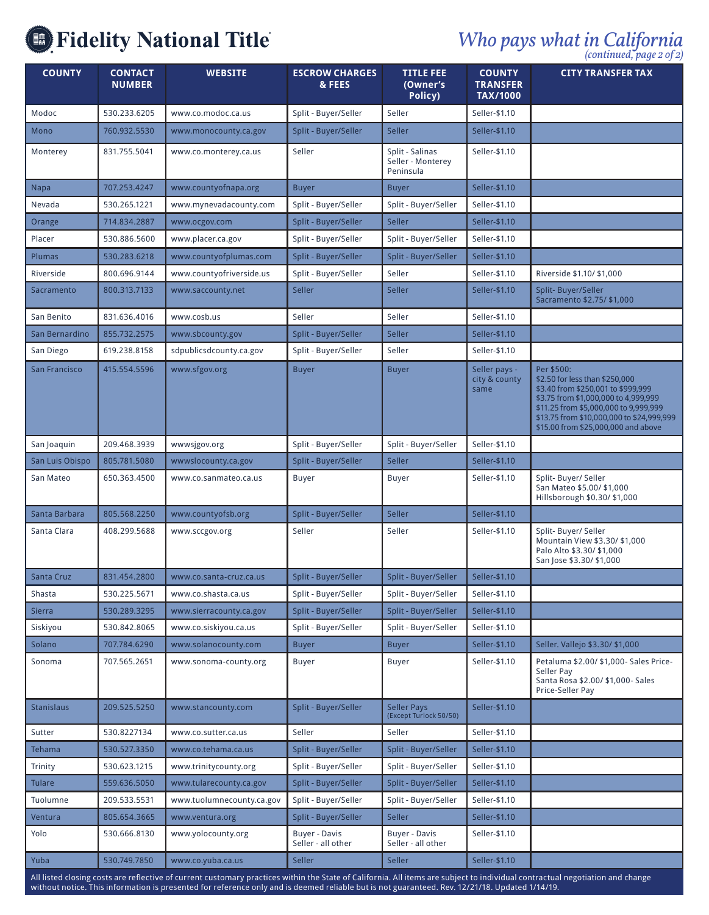# Fidelity National Title

## *Who pays what in California*

*(continued, page 2 of 2)*

| COUNTY | CONTACT NUMBER | WEBSITE | ESCROW CHARGES & FEES | TITLE FEE (Owner's Policy) | COUNTY TRANSFER TAX/1000 | CITY TRANSFER TAX |
|---|---|---|---|---|---|---|
| Modoc | 530.233.6205 | www.co.modoc.ca.us | Split - Buyer/Seller | Seller | Seller-$1.10 | |
| Mono | 760.932.5530 | www.monocounty.ca.gov | Split - Buyer/Seller | Seller | Seller-$1.10 | |
| Monterey | 831.755.5041 | www.co.monterey.ca.us | Seller | Split - Salinas Seller - Monterey Peninsula | Seller-$1.10 | |
| Napa | 707.253.4247 | www.countyofnapa.org | Buyer | Buyer | Seller-$1.10 | |
| Nevada | 530.265.1221 | www.mynevadacounty.com | Split - Buyer/Seller | Split - Buyer/Seller | Seller-$1.10 | |
| Orange | 714.834.2887 | www.ocgov.com | Split - Buyer/Seller | Seller | Seller-$1.10 | |
| Placer | 530.886.5600 | www.placer.ca.gov | Split - Buyer/Seller | Split - Buyer/Seller | Seller-$1.10 | |
| Plumas | 530.283.6218 | www.countyofplumas.com | Split - Buyer/Seller | Split - Buyer/Seller | Seller-$1.10 | |
| Riverside | 800.696.9144 | www.countyofriverside.us | Split - Buyer/Seller | Seller | Seller-$1.10 | Riverside $1.10/ $1,000 |
| Sacramento | 800.313.7133 | www.saccounty.net | Seller | Seller | Seller-$1.10 | Split- Buyer/Seller Sacramento $2.75/ $1,000 |
| San Benito | 831.636.4016 | www.cosb.us | Seller | Seller | Seller-$1.10 | |
| San Bernardino | 855.732.2575 | www.sbcounty.gov | Split - Buyer/Seller | Seller | Seller-$1.10 | |
| San Diego | 619.238.8158 | sdpublicsdcounty.ca.gov | Split - Buyer/Seller | Seller | Seller-$1.10 | |
| San Francisco | 415.554.5596 | www.sfgov.org | Buyer | Buyer | Seller pays - city & county same | Per $500: $2.50 for less than $250,000 $3.40 from $250,001 to $999,999 $3.75 from $1,000,000 to 4,999,999 $11.25 from $5,000,000 to 9,999,999 $13.75 from $10,000,000 to $24,999,999 $15.00 from $25,000,000 and above |
| San Joaquin | 209.468.3939 | wwwsjgov.org | Split - Buyer/Seller | Split - Buyer/Seller | Seller-$1.10 | |
| San Luis Obispo | 805.781.5080 | wwwslocounty.ca.gov | Split - Buyer/Seller | Seller | Seller-$1.10 | |
| San Mateo | 650.363.4500 | www.co.sanmateo.ca.us | Buyer | Buyer | Seller-$1.10 | Split- Buyer/ Seller San Mateo $5.00/ $1,000 Hillsborough $0.30/ $1,000 |
| Santa Barbara | 805.568.2250 | www.countyofsb.org | Split - Buyer/Seller | Seller | Seller-$1.10 | |
| Santa Clara | 408.299.5688 | www.sccgov.org | Seller | Seller | Seller-$1.10 | Split- Buyer/ Seller Mountain View $3.30/ $1,000 Palo Alto $3.30/ $1,000 San Jose $3.30/ $1,000 |
| Santa Cruz | 831.454.2800 | www.co.santa-cruz.ca.us | Split - Buyer/Seller | Split - Buyer/Seller | Seller-$1.10 | |
| Shasta | 530.225.5671 | www.co.shasta.ca.us | Split - Buyer/Seller | Split - Buyer/Seller | Seller-$1.10 | |
| Sierra | 530.289.3295 | www.sierracounty.ca.gov | Split - Buyer/Seller | Split - Buyer/Seller | Seller-$1.10 | |
| Siskiyou | 530.842.8065 | www.co.siskiyou.ca.us | Split - Buyer/Seller | Split - Buyer/Seller | Seller-$1.10 | |
| Solano | 707.784.6290 | www.solanocounty.com | Buyer | Buyer | Seller-$1.10 | Seller. Vallejo $3.30/ $1,000 |
| Sonoma | 707.565.2651 | www.sonoma-county.org | Buyer | Buyer | Seller-$1.10 | Petaluma $2.00/ $1,000- Sales Price-Seller Pay Santa Rosa $2.00/ $1,000- Sales Price-Seller Pay |
| Stanislaus | 209.525.5250 | www.stancounty.com | Split - Buyer/Seller | Seller Pays (Except Turlock 50/50) | Seller-$1.10 | |
| Sutter | 530.8227134 | www.co.sutter.ca.us | Seller | Seller | Seller-$1.10 | |
| Tehama | 530.527.3350 | www.co.tehama.ca.us | Split - Buyer/Seller | Split - Buyer/Seller | Seller-$1.10 | |
| Trinity | 530.623.1215 | www.trinitycounty.org | Split - Buyer/Seller | Split - Buyer/Seller | Seller-$1.10 | |
| Tulare | 559.636.5050 | www.tularecounty.ca.gov | Split - Buyer/Seller | Split - Buyer/Seller | Seller-$1.10 | |
| Tuolumne | 209.533.5531 | www.tuolumnecounty.ca.gov | Split - Buyer/Seller | Split - Buyer/Seller | Seller-$1.10 | |
| Ventura | 805.654.3665 | www.ventura.org | Split - Buyer/Seller | Seller | Seller-$1.10 | |
| Yolo | 530.666.8130 | www.yolocounty.org | Buyer - Davis Seller - all other | Buyer - Davis Seller - all other | Seller-$1.10 | |
| Yuba | 530.749.7850 | www.co.yuba.ca.us | Seller | Seller | Seller-$1.10 | |

All listed closing costs are reflective of current customary practices within the State of California. All items are subject to individual contractual negotiation and change without notice. This information is presented for reference only and is deemed reliable but is not guaranteed. Rev. 12/21/18. Updated 1/14/19.